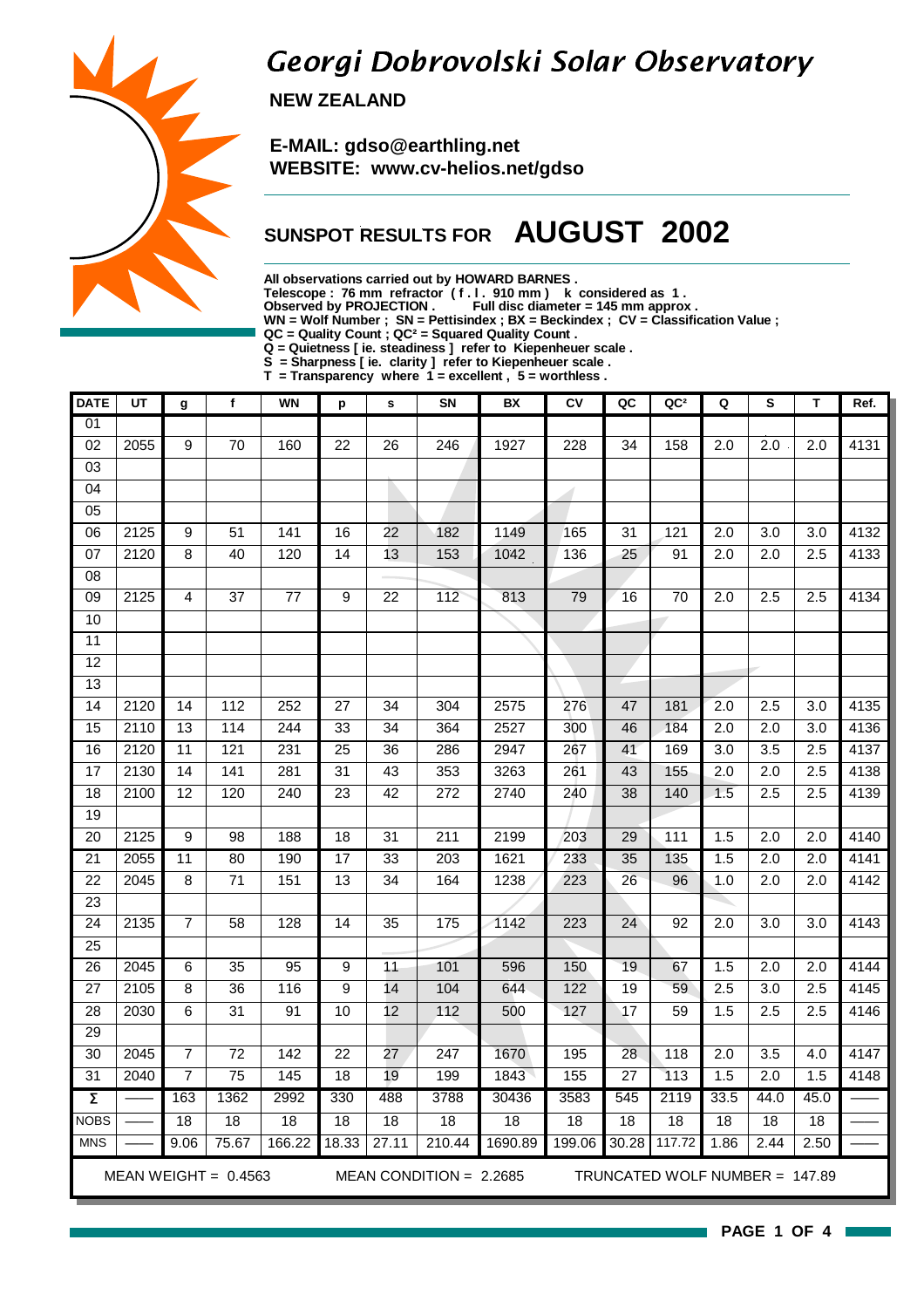# Georgi Dobrovolski Solar Observatory

**NEW ZEALAND**

**E-MAIL: gdso@earthling.net**
**WEBSITE: www.cv-helios.net/gdso**

## SUNSPOT RESULTS FOR AUGUST 2002

**All observations carried out by HOWARD BARNES .**
**Telescope : 76 mm refractor ( f . l . 910 mm ) k considered as 1 .**
**Observed by PROJECTION . Full disc diameter = 145 mm approx .**
**WN = Wolf Number ; SN = Pettisindex ; BX = Beckindex ; CV = Classification Value ;**
**QC = Quality Count ; QC² = Squared Quality Count .**
**Q = Quietness [ ie. steadiness ] refer to Kiepenheuer scale .**
**S = Sharpness [ ie. clarity ] refer to Kiepenheuer scale .**
**T = Transparency where 1 = excellent , 5 = worthless .**

| DATE | UT | g | f | WN | p | s | SN | BX | CV | QC | QC² | Q | S | T | Ref. |
|---|---|---|---|---|---|---|---|---|---|---|---|---|---|---|---|
| 01 | | | | | | | | | | | | | | | |
| 02 | 2055 | 9 | 70 | 160 | 22 | 26 | 246 | 1927 | 228 | 34 | 158 | 2.0 | 2.0 | 2.0 | 4131 |
| 03 | | | | | | | | | | | | | | | |
| 04 | | | | | | | | | | | | | | | |
| 05 | | | | | | | | | | | | | | | |
| 06 | 2125 | 9 | 51 | 141 | 16 | 22 | 182 | 1149 | 165 | 31 | 121 | 2.0 | 3.0 | 3.0 | 4132 |
| 07 | 2120 | 8 | 40 | 120 | 14 | 13 | 153 | 1042 | 136 | 25 | 91 | 2.0 | 2.0 | 2.5 | 4133 |
| 08 | | | | | | | | | | | | | | | |
| 09 | 2125 | 4 | 37 | 77 | 9 | 22 | 112 | 813 | 79 | 16 | 70 | 2.0 | 2.5 | 2.5 | 4134 |
| 10 | | | | | | | | | | | | | | | |
| 11 | | | | | | | | | | | | | | | |
| 12 | | | | | | | | | | | | | | | |
| 13 | | | | | | | | | | | | | | | |
| 14 | 2120 | 14 | 112 | 252 | 27 | 34 | 304 | 2575 | 276 | 47 | 181 | 2.0 | 2.5 | 3.0 | 4135 |
| 15 | 2110 | 13 | 114 | 244 | 33 | 34 | 364 | 2527 | 300 | 46 | 184 | 2.0 | 2.0 | 3.0 | 4136 |
| 16 | 2120 | 11 | 121 | 231 | 25 | 36 | 286 | 2947 | 267 | 41 | 169 | 3.0 | 3.5 | 2.5 | 4137 |
| 17 | 2130 | 14 | 141 | 281 | 31 | 43 | 353 | 3263 | 261 | 43 | 155 | 2.0 | 2.0 | 2.5 | 4138 |
| 18 | 2100 | 12 | 120 | 240 | 23 | 42 | 272 | 2740 | 240 | 38 | 140 | 1.5 | 2.5 | 2.5 | 4139 |
| 19 | | | | | | | | | | | | | | | |
| 20 | 2125 | 9 | 98 | 188 | 18 | 31 | 211 | 2199 | 203 | 29 | 111 | 1.5 | 2.0 | 2.0 | 4140 |
| 21 | 2055 | 11 | 80 | 190 | 17 | 33 | 203 | 1621 | 233 | 35 | 135 | 1.5 | 2.0 | 2.0 | 4141 |
| 22 | 2045 | 8 | 71 | 151 | 13 | 34 | 164 | 1238 | 223 | 26 | 96 | 1.0 | 2.0 | 2.0 | 4142 |
| 23 | | | | | | | | | | | | | | | |
| 24 | 2135 | 7 | 58 | 128 | 14 | 35 | 175 | 1142 | 223 | 24 | 92 | 2.0 | 3.0 | 3.0 | 4143 |
| 25 | | | | | | | | | | | | | | | |
| 26 | 2045 | 6 | 35 | 95 | 9 | 11 | 101 | 596 | 150 | 19 | 67 | 1.5 | 2.0 | 2.0 | 4144 |
| 27 | 2105 | 8 | 36 | 116 | 9 | 14 | 104 | 644 | 122 | 19 | 59 | 2.5 | 3.0 | 2.5 | 4145 |
| 28 | 2030 | 6 | 31 | 91 | 10 | 12 | 112 | 500 | 127 | 17 | 59 | 1.5 | 2.5 | 2.5 | 4146 |
| 29 | | | | | | | | | | | | | | | |
| 30 | 2045 | 7 | 72 | 142 | 22 | 27 | 247 | 1670 | 195 | 28 | 118 | 2.0 | 3.5 | 4.0 | 4147 |
| 31 | 2040 | 7 | 75 | 145 | 18 | 19 | 199 | 1843 | 155 | 27 | 113 | 1.5 | 2.0 | 1.5 | 4148 |
| Σ | —— | 163 | 1362 | 2992 | 330 | 488 | 3788 | 30436 | 3583 | 545 | 2119 | 33.5 | 44.0 | 45.0 | —— |
| NOBS | —— | 18 | 18 | 18 | 18 | 18 | 18 | 18 | 18 | 18 | 18 | 18 | 18 | 18 | —— |
| MNS | —— | 9.06 | 75.67 | 166.22 | 18.33 | 27.11 | 210.44 | 1690.89 | 199.06 | 30.28 | 117.72 | 1.86 | 2.44 | 2.50 | —— |

MEAN WEIGHT = 0.4563     MEAN CONDITION = 2.2685     TRUNCATED WOLF NUMBER = 147.89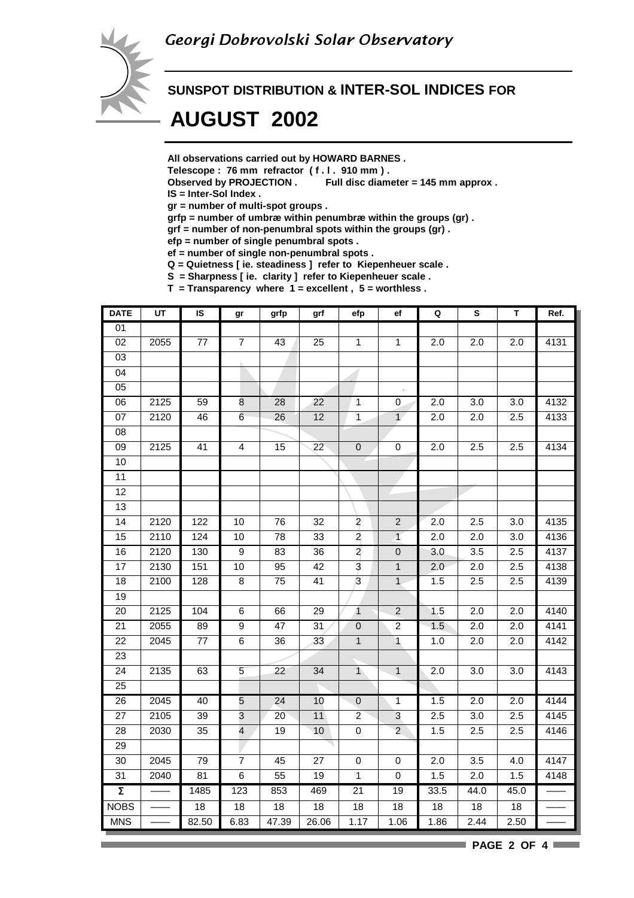## Georgi Dobrovolski Solar Observatory

# SUNSPOT DISTRIBUTION & INTER-SOL INDICES FOR

# AUGUST 2002

**All observations carried out by HOWARD BARNES .**
**Telescope : 76 mm refractor ( f . l . 910 mm ) .**
**Observed by PROJECTION . Full disc diameter = 145 mm approx .**
**IS = Inter-Sol Index .**
**gr = number of multi-spot groups .**
**grfp = number of umbræ within penumbræ within the groups (gr) .**
**grf = number of non-penumbral spots within the groups (gr) .**
**efp = number of single penumbral spots .**
**ef = number of single non-penumbral spots .**
**Q = Quietness [ ie. steadiness ] refer to Kiepenheuer scale .**
**S = Sharpness [ ie. clarity ] refer to Kiepenheuer scale .**
**T = Transparency where 1 = excellent , 5 = worthless .**

| DATE | UT | IS | gr | grfp | grf | efp | ef | Q | S | T | Ref. |
|---|---|---|---|---|---|---|---|---|---|---|---|
| 01 | | | | | | | | | | | |
| 02 | 2055 | 77 | 7 | 43 | 25 | 1 | 1 | 2.0 | 2.0 | 2.0 | 4131 |
| 03 | | | | | | | | | | | |
| 04 | | | | | | | | | | | |
| 05 | | | | | | | | | | | |
| 06 | 2125 | 59 | 8 | 28 | 22 | 1 | 0 | 2.0 | 3.0 | 3.0 | 4132 |
| 07 | 2120 | 46 | 6 | 26 | 12 | 1 | 1 | 2.0 | 2.0 | 2.5 | 4133 |
| 08 | | | | | | | | | | | |
| 09 | 2125 | 41 | 4 | 15 | 22 | 0 | 0 | 2.0 | 2.5 | 2.5 | 4134 |
| 10 | | | | | | | | | | | |
| 11 | | | | | | | | | | | |
| 12 | | | | | | | | | | | |
| 13 | | | | | | | | | | | |
| 14 | 2120 | 122 | 10 | 76 | 32 | 2 | 2 | 2.0 | 2.5 | 3.0 | 4135 |
| 15 | 2110 | 124 | 10 | 78 | 33 | 2 | 1 | 2.0 | 2.0 | 3.0 | 4136 |
| 16 | 2120 | 130 | 9 | 83 | 36 | 2 | 0 | 3.0 | 3.5 | 2.5 | 4137 |
| 17 | 2130 | 151 | 10 | 95 | 42 | 3 | 1 | 2.0 | 2.0 | 2.5 | 4138 |
| 18 | 2100 | 128 | 8 | 75 | 41 | 3 | 1 | 1.5 | 2.5 | 2.5 | 4139 |
| 19 | | | | | | | | | | | |
| 20 | 2125 | 104 | 6 | 66 | 29 | 1 | 2 | 1.5 | 2.0 | 2.0 | 4140 |
| 21 | 2055 | 89 | 9 | 47 | 31 | 0 | 2 | 1.5 | 2.0 | 2.0 | 4141 |
| 22 | 2045 | 77 | 6 | 36 | 33 | 1 | 1 | 1.0 | 2.0 | 2.0 | 4142 |
| 23 | | | | | | | | | | | |
| 24 | 2135 | 63 | 5 | 22 | 34 | 1 | 1 | 2.0 | 3.0 | 3.0 | 4143 |
| 25 | | | | | | | | | | | |
| 26 | 2045 | 40 | 5 | 24 | 10 | 0 | 1 | 1.5 | 2.0 | 2.0 | 4144 |
| 27 | 2105 | 39 | 3 | 20 | 11 | 2 | 3 | 2.5 | 3.0 | 2.5 | 4145 |
| 28 | 2030 | 35 | 4 | 19 | 10 | 0 | 2 | 1.5 | 2.5 | 2.5 | 4146 |
| 29 | | | | | | | | | | | |
| 30 | 2045 | 79 | 7 | 45 | 27 | 0 | 0 | 2.0 | 3.5 | 4.0 | 4147 |
| 31 | 2040 | 81 | 6 | 55 | 19 | 1 | 0 | 1.5 | 2.0 | 1.5 | 4148 |
| Σ | —— | 1485 | 123 | 853 | 469 | 21 | 19 | 33.5 | 44.0 | 45.0 | —— |
| NOBS | —— | 18 | 18 | 18 | 18 | 18 | 18 | 18 | 18 | 18 | —— |
| MNS | —— | 82.50 | 6.83 | 47.39 | 26.06 | 1.17 | 1.06 | 1.86 | 2.44 | 2.50 | —— |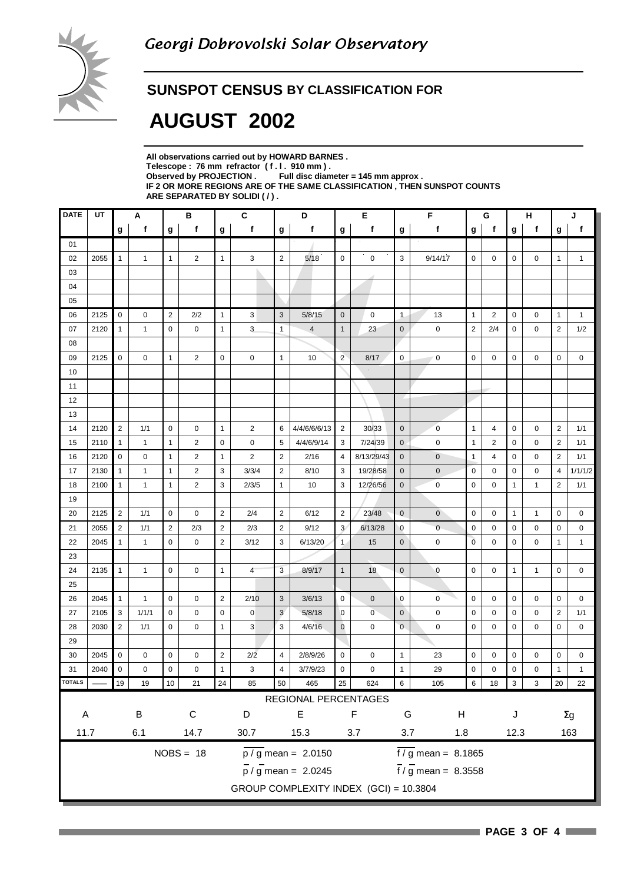*Georgi Dobrovolski Solar Observatory*

## SUNSPOT CENSUS BY CLASSIFICATION FOR

# AUGUST 2002

**All observations carried out by HOWARD BARNES .**
**Telescope : 76 mm refractor ( f . l . 910 mm ) .**
**Observed by PROJECTION . Full disc diameter = 145 mm approx .**
**IF 2 OR MORE REGIONS ARE OF THE SAME CLASSIFICATION , THEN SUNSPOT COUNTS ARE SEPARATED BY SOLIDI ( / ) .**

| DATE | UT | A | | B | | C | | D | | E | | F | | G | | H | | J | |
|---|---|---|---|---|---|---|---|---|---|---|---|---|---|---|---|---|---|---|---|
| | | g | f | g | f | g | f | g | f | g | f | g | f | g | f | g | f | g | f |
| 01 | | | | | | | | | | | | | | | | | | | |
| 02 | 2055 | 1 | 1 | 1 | 2 | 1 | 3 | 2 | 5/18 | 0 | 0 | 3 | 9/14/17 | 0 | 0 | 0 | 0 | 1 | 1 |
| 03 | | | | | | | | | | | | | | | | | | | |
| 04 | | | | | | | | | | | | | | | | | | | |
| 05 | | | | | | | | | | | | | | | | | | | |
| 06 | 2125 | 0 | 0 | 2 | 2/2 | 1 | 3 | 3 | 5/8/15 | 0 | 0 | 1 | 13 | 1 | 2 | 0 | 0 | 1 | 1 |
| 07 | 2120 | 1 | 1 | 0 | 0 | 1 | 3 | 1 | 4 | 1 | 23 | 0 | 0 | 2 | 2/4 | 0 | 0 | 2 | 1/2 |
| 08 | | | | | | | | | | | | | | | | | | | |
| 09 | 2125 | 0 | 0 | 1 | 2 | 0 | 0 | 1 | 10 | 2 | 8/17 | 0 | 0 | 0 | 0 | 0 | 0 | 0 | 0 |
| 10 | | | | | | | | | | | | | | | | | | | |
| 11 | | | | | | | | | | | | | | | | | | | |
| 12 | | | | | | | | | | | | | | | | | | | |
| 13 | | | | | | | | | | | | | | | | | | | |
| 14 | 2120 | 2 | 1/1 | 0 | 0 | 1 | 2 | 6 | 4/4/6/6/6/13 | 2 | 30/33 | 0 | 0 | 1 | 4 | 0 | 0 | 2 | 1/1 |
| 15 | 2110 | 1 | 1 | 1 | 2 | 0 | 0 | 5 | 4/4/6/9/14 | 3 | 7/24/39 | 0 | 0 | 1 | 2 | 0 | 0 | 2 | 1/1 |
| 16 | 2120 | 0 | 0 | 1 | 2 | 1 | 2 | 2 | 2/16 | 4 | 8/13/29/43 | 0 | 0 | 1 | 4 | 0 | 0 | 2 | 1/1 |
| 17 | 2130 | 1 | 1 | 1 | 2 | 3 | 3/3/4 | 2 | 8/10 | 3 | 19/28/58 | 0 | 0 | 0 | 0 | 0 | 0 | 4 | 1/1/1/2 |
| 18 | 2100 | 1 | 1 | 1 | 2 | 3 | 2/3/5 | 1 | 10 | 3 | 12/26/56 | 0 | 0 | 0 | 0 | 1 | 1 | 2 | 1/1 |
| 19 | | | | | | | | | | | | | | | | | | | |
| 20 | 2125 | 2 | 1/1 | 0 | 0 | 2 | 2/4 | 2 | 6/12 | 2 | 23/48 | 0 | 0 | 0 | 0 | 1 | 1 | 0 | 0 |
| 21 | 2055 | 2 | 1/1 | 2 | 2/3 | 2 | 2/3 | 2 | 9/12 | 3 | 6/13/28 | 0 | 0 | 0 | 0 | 0 | 0 | 0 | 0 |
| 22 | 2045 | 1 | 1 | 0 | 0 | 2 | 3/12 | 3 | 6/13/20 | 1 | 15 | 0 | 0 | 0 | 0 | 0 | 0 | 1 | 1 |
| 23 | | | | | | | | | | | | | | | | | | | |
| 24 | 2135 | 1 | 1 | 0 | 0 | 1 | 4 | 3 | 8/9/17 | 1 | 18 | 0 | 0 | 0 | 0 | 1 | 1 | 0 | 0 |
| 25 | | | | | | | | | | | | | | | | | | | |
| 26 | 2045 | 1 | 1 | 0 | 0 | 2 | 2/10 | 3 | 3/6/13 | 0 | 0 | 0 | 0 | 0 | 0 | 0 | 0 | 0 | 0 |
| 27 | 2105 | 3 | 1/1/1 | 0 | 0 | 0 | 0 | 3 | 5/8/18 | 0 | 0 | 0 | 0 | 0 | 0 | 0 | 0 | 2 | 1/1 |
| 28 | 2030 | 2 | 1/1 | 0 | 0 | 1 | 3 | 3 | 4/6/16 | 0 | 0 | 0 | 0 | 0 | 0 | 0 | 0 | 0 | 0 |
| 29 | | | | | | | | | | | | | | | | | | | |
| 30 | 2045 | 0 | 0 | 0 | 0 | 2 | 2/2 | 4 | 2/8/9/26 | 0 | 0 | 1 | 23 | 0 | 0 | 0 | 0 | 0 | 0 |
| 31 | 2040 | 0 | 0 | 0 | 0 | 1 | 3 | 4 | 3/7/9/23 | 0 | 0 | 1 | 29 | 0 | 0 | 0 | 0 | 1 | 1 |
| TOTALS | —— | 19 | 19 | 10 | 21 | 24 | 85 | 50 | 465 | 25 | 624 | 6 | 105 | 6 | 18 | 3 | 3 | 20 | 22 |

REGIONAL PERCENTAGES

| A | B | C | D | E | F | G | H | J | Σg |
|---|---|---|---|---|---|---|---|---|---|
| 11.7 | 6.1 | 14.7 | 30.7 | 15.3 | 3.7 | 3.7 | 1.8 | 12.3 | 163 |

NOBS = 18  $p / g$ mean = 2.0150  $f / g$ mean = 8.1865

$\overline{p} / \overline{g}$ mean = 2.0245  $\overline{f} / \overline{g}$ mean = 8.3558

GROUP COMPLEXITY INDEX (GCI) = 10.3804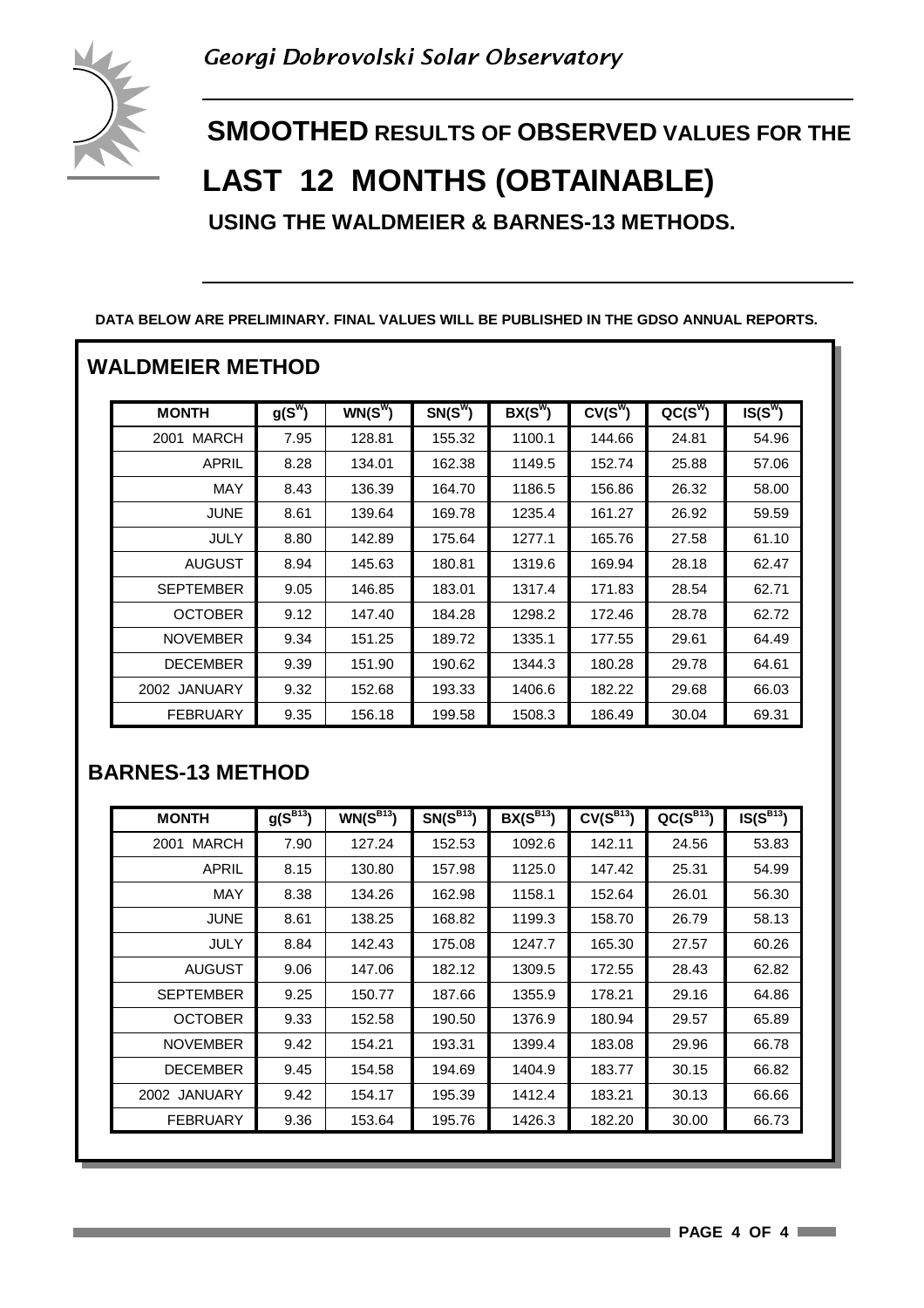Georgi Dobrovolski Solar Observatory

# SMOOTHED RESULTS OF OBSERVED VALUES FOR THE LAST 12 MONTHS (OBTAINABLE)

## USING THE WALDMEIER & BARNES-13 METHODS.

**DATA BELOW ARE PRELIMINARY. FINAL VALUES WILL BE PUBLISHED IN THE GDSO ANNUAL REPORTS.**

## WALDMEIER METHOD

| MONTH | $g(S^W)$ | $WN(S^W)$ | $SN(S^W)$ | $BX(S^W)$ | $CV(S^W)$ | $QC(S^W)$ | $IS(S^W)$ |
|---|---|---|---|---|---|---|---|
| 2001 MARCH | 7.95 | 128.81 | 155.32 | 1100.1 | 144.66 | 24.81 | 54.96 |
| APRIL | 8.28 | 134.01 | 162.38 | 1149.5 | 152.74 | 25.88 | 57.06 |
| MAY | 8.43 | 136.39 | 164.70 | 1186.5 | 156.86 | 26.32 | 58.00 |
| JUNE | 8.61 | 139.64 | 169.78 | 1235.4 | 161.27 | 26.92 | 59.59 |
| JULY | 8.80 | 142.89 | 175.64 | 1277.1 | 165.76 | 27.58 | 61.10 |
| AUGUST | 8.94 | 145.63 | 180.81 | 1319.6 | 169.94 | 28.18 | 62.47 |
| SEPTEMBER | 9.05 | 146.85 | 183.01 | 1317.4 | 171.83 | 28.54 | 62.71 |
| OCTOBER | 9.12 | 147.40 | 184.28 | 1298.2 | 172.46 | 28.78 | 62.72 |
| NOVEMBER | 9.34 | 151.25 | 189.72 | 1335.1 | 177.55 | 29.61 | 64.49 |
| DECEMBER | 9.39 | 151.90 | 190.62 | 1344.3 | 180.28 | 29.78 | 64.61 |
| 2002 JANUARY | 9.32 | 152.68 | 193.33 | 1406.6 | 182.22 | 29.68 | 66.03 |
| FEBRUARY | 9.35 | 156.18 | 199.58 | 1508.3 | 186.49 | 30.04 | 69.31 |

## BARNES-13 METHOD

| MONTH | $g(S^{B13})$ | $WN(S^{B13})$ | $SN(S^{B13})$ | $BX(S^{B13})$ | $CV(S^{B13})$ | $QC(S^{B13})$ | $IS(S^{B13})$ |
|---|---|---|---|---|---|---|---|
| 2001 MARCH | 7.90 | 127.24 | 152.53 | 1092.6 | 142.11 | 24.56 | 53.83 |
| APRIL | 8.15 | 130.80 | 157.98 | 1125.0 | 147.42 | 25.31 | 54.99 |
| MAY | 8.38 | 134.26 | 162.98 | 1158.1 | 152.64 | 26.01 | 56.30 |
| JUNE | 8.61 | 138.25 | 168.82 | 1199.3 | 158.70 | 26.79 | 58.13 |
| JULY | 8.84 | 142.43 | 175.08 | 1247.7 | 165.30 | 27.57 | 60.26 |
| AUGUST | 9.06 | 147.06 | 182.12 | 1309.5 | 172.55 | 28.43 | 62.82 |
| SEPTEMBER | 9.25 | 150.77 | 187.66 | 1355.9 | 178.21 | 29.16 | 64.86 |
| OCTOBER | 9.33 | 152.58 | 190.50 | 1376.9 | 180.94 | 29.57 | 65.89 |
| NOVEMBER | 9.42 | 154.21 | 193.31 | 1399.4 | 183.08 | 29.96 | 66.78 |
| DECEMBER | 9.45 | 154.58 | 194.69 | 1404.9 | 183.77 | 30.15 | 66.82 |
| 2002 JANUARY | 9.42 | 154.17 | 195.39 | 1412.4 | 183.21 | 30.13 | 66.66 |
| FEBRUARY | 9.36 | 153.64 | 195.76 | 1426.3 | 182.20 | 30.00 | 66.73 |